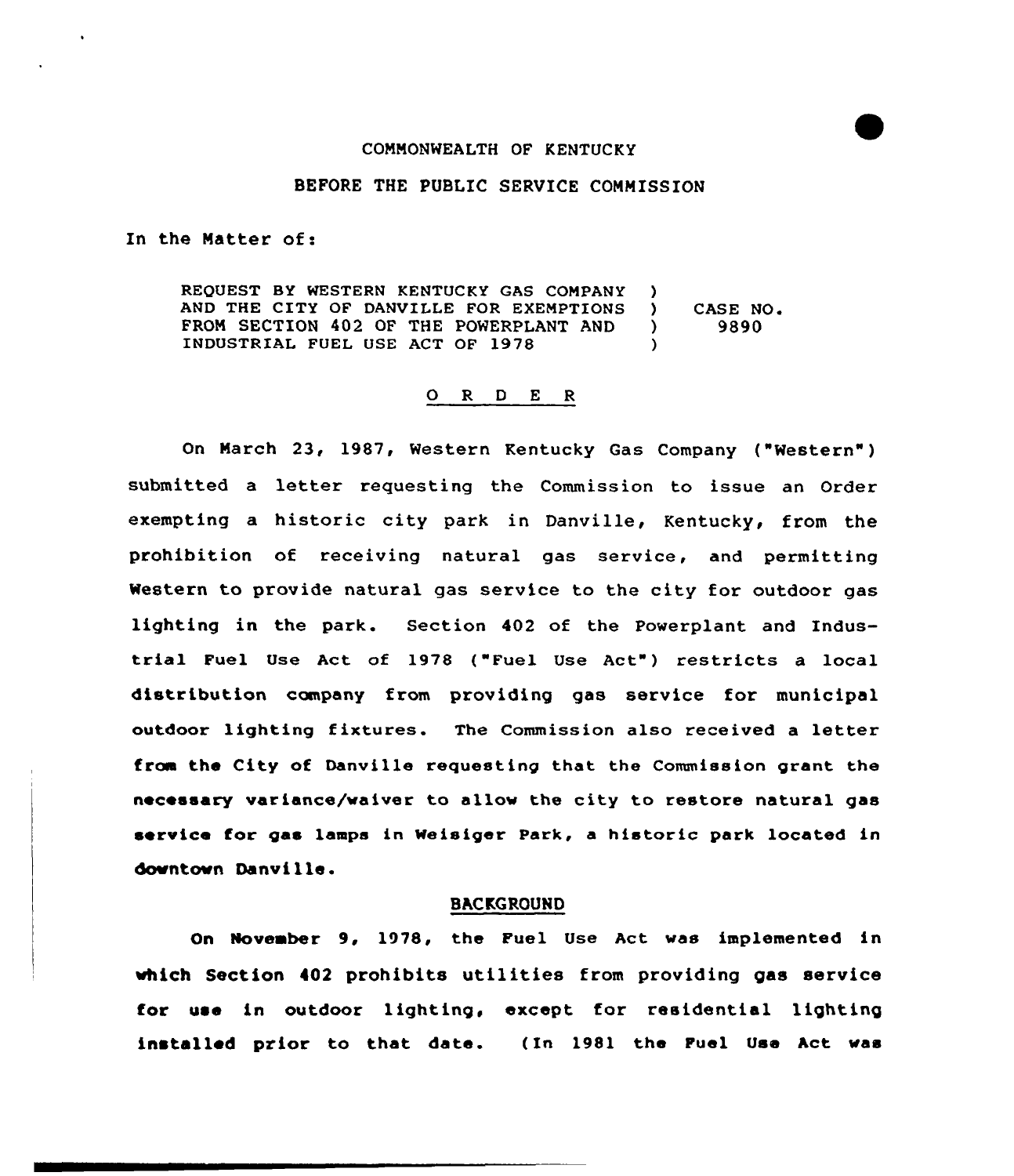COMMONWEALTH OF KENTUCKY

BEFORE THE PUBLIC SERVICE COMMISSION

In the Matter of:

| | | |
|---|---|---|
| REQUEST BY WESTERN KENTUCKY GAS COMPANY AND THE CITY OF DANVILLE FOR EXEMPTIONS FROM SECTION 402 OF THE POWERPLANT AND INDUSTRIAL FUEL USE ACT OF 1978 | ) ) ) ) | CASE NO. 9890 |

## O R D E R

On March 23, 1987, Western Kentucky Gas Company ("Western") submitted a letter requesting the Commission to issue an Order exempting a historic city park in Danville, Kentucky, from the prohibition of receiving natural gas service, and permitting Western to provide natural gas service to the city for outdoor gas lighting in the park. Section 402 of the Powerplant and Industrial Fuel Use Act of 1978 ("Fuel Use Act") restricts a local distribution company from providing gas service for municipal outdoor lighting fixtures. The Commission also received a letter from the City of Danville requesting that the Commission grant the necessary variance/waiver to allow the city to restore natural gas service for gas lamps in Weisiger Park, a historic park located in downtown Danville.

## BACKGROUND

On November 9, 1978, the Fuel Use Act was implemented in which Section 402 prohibits utilities from providing gas service for use in outdoor lighting, except for residential lighting installed prior to that date. (In 1981 the Fuel Use Act was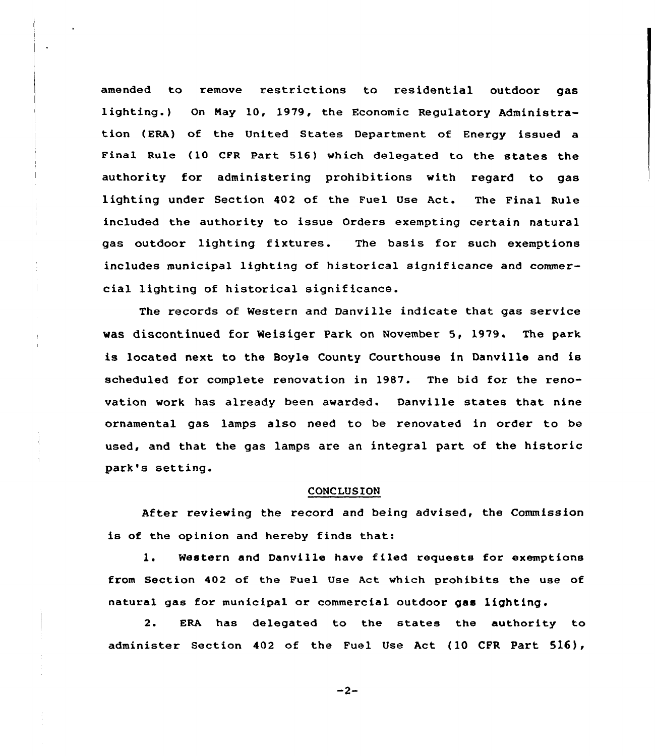amended to remove restrictions to residential outdoor gas lighting.) On May 10, 1979, the Economic Regulatory Administration (ERA) of the United States Department of Energy issued a Final Rule (10 CFR Part 516) which delegated to the states the authority for administering prohibitions with regard to gas lighting under Section 402 of the Fuel Use Act. The Final Rule included the authority to issue Orders exempting certain natural gas outdoor lighting fixtures. The basis for such exemptions includes municipal lighting of historical significance and commercial lighting of historical significance.

The records of Western and Danville indicate that gas service was discontinued for Weisiger Park on November 5, 1979. The park is located next to the Boyle County Courthouse in Danville and is scheduled for complete renovation in 1987. The bid for the renovation work has already been awarded. Danville states that nine ornamental gas lamps also need to be renovated in order to be used, and that the gas lamps are an integral part of the historic park's setting.

## CONCLUSION

After reviewing the record and being advised, the Commission is of the opinion and hereby finds that:

1. Western and Danville have filed requests for exemptions from Section 402 of the Fuel Use Act which prohibits the use of natural gas for municipal or commercial outdoor gas lighting.

2. ERA has delegated to the states the authority to administer Section 402 of the Fuel Use Act (10 CFR Part 516),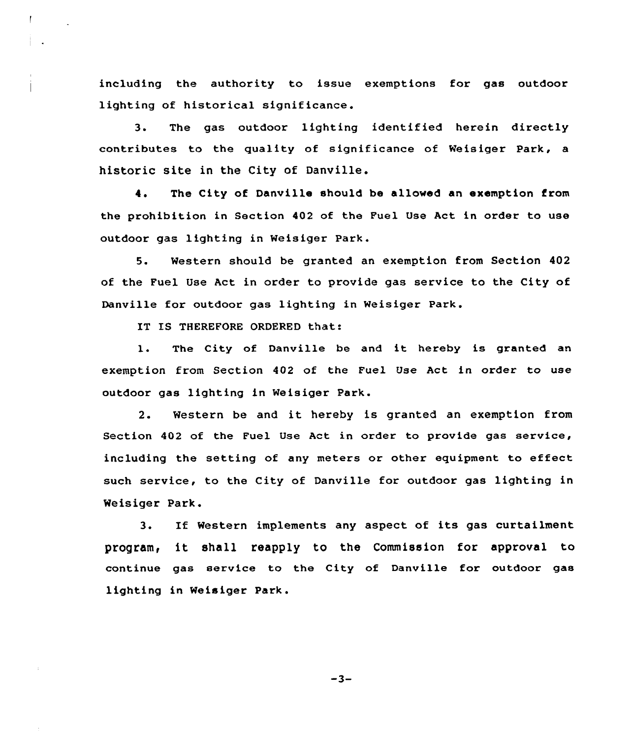including the authority to issue exemptions for gas outdoor lighting of historical significance.

3. The gas outdoor lighting identified herein directly contributes to the quality of significance of Weisiger Park, a historic site in the City of Danville.

4. The City of Danville should be allowed an exemption from the prohibition in Section 402 of the Fuel Use Act in order to use outdoor gas lighting in Weisiger Park.

5. Western should be granted an exemption from Section 402 of the Fuel Use Act in order to provide gas service to the City of Danville for outdoor gas lighting in Weisiger Park.

IT IS THEREFORE ORDERED that:

1. The City of Danville be and it hereby is granted an exemption from Section 402 of the Fuel Use Act in order to use outdoor gas lighting in Weisiger Park.

2. Western be and it hereby is granted an exemption from Section 402 of the Fuel Use Act in order to provide gas service, including the setting of any meters or other equipment to effect such service, to the City of Danville for outdoor gas lighting in Weisiger Park.

3. If Western implements any aspect of its gas curtailment program, it shall reapply to the Commission for approval to continue gas service to the City of Danville for outdoor gas lighting in Weisiger Park.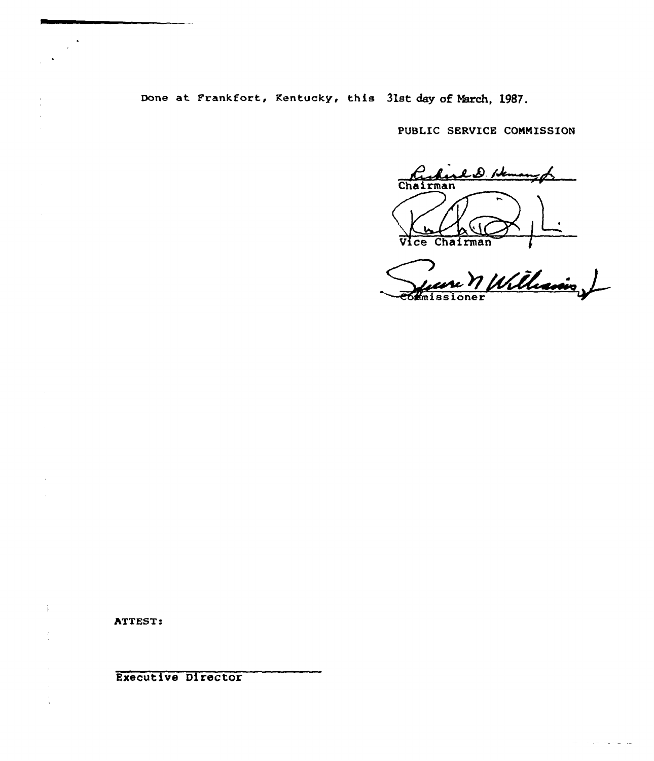Done at Frankfort, Kentucky, this 31st day of March, 1987.

PUBLIC SERVICE COMMISSION

Chairman

Vice Chairman

Commissioner

ATTEST:

Executive Director